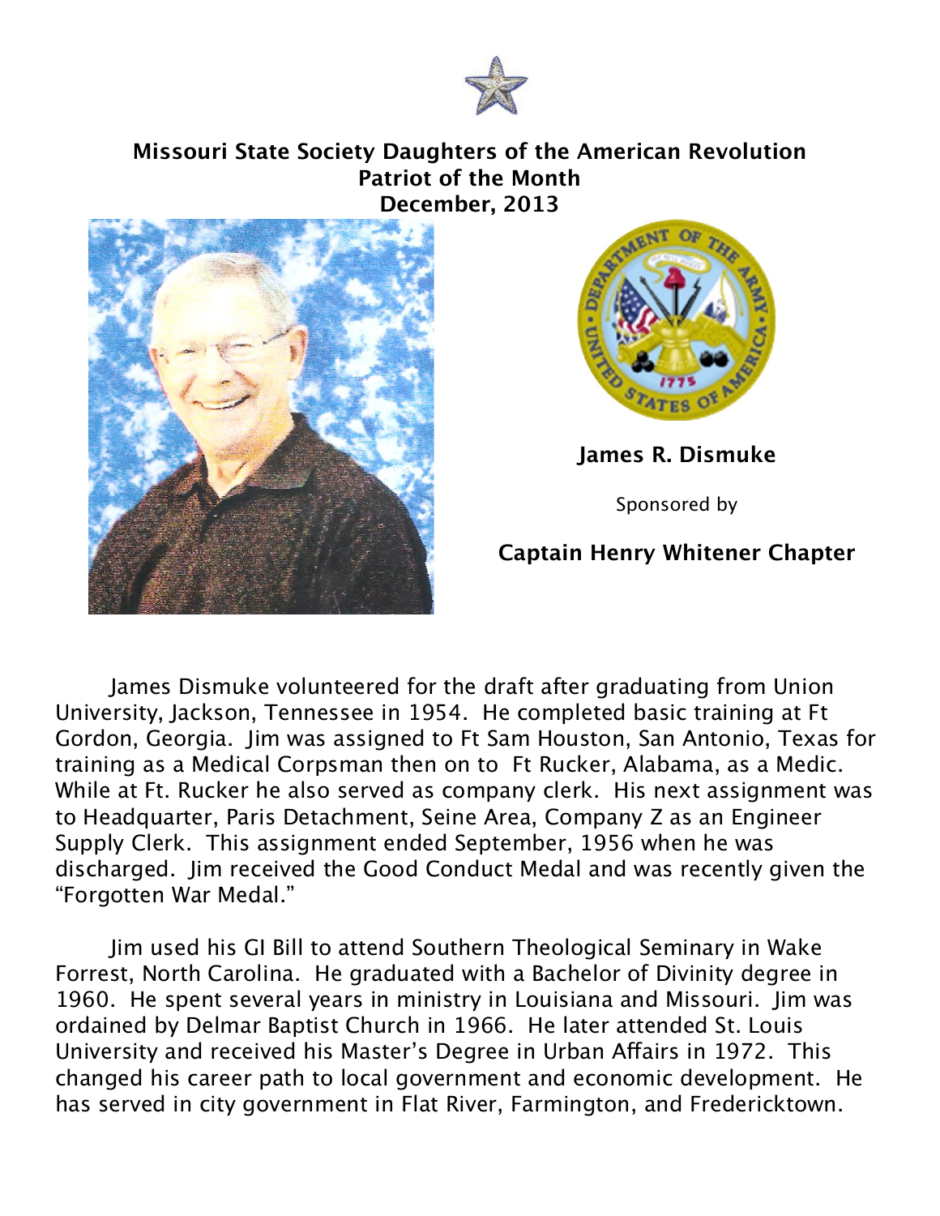**Missouri State Society Daughters of the American Revolution**
**Patriot of the Month**
**December, 2013**

**James R. Dismuke**

Sponsored by

**Captain Henry Whitener Chapter**

James Dismuke volunteered for the draft after graduating from Union University, Jackson, Tennessee in 1954. He completed basic training at Ft Gordon, Georgia. Jim was assigned to Ft Sam Houston, San Antonio, Texas for training as a Medical Corpsman then on to Ft Rucker, Alabama, as a Medic. While at Ft. Rucker he also served as company clerk. His next assignment was to Headquarter, Paris Detachment, Seine Area, Company Z as an Engineer Supply Clerk. This assignment ended September, 1956 when he was discharged. Jim received the Good Conduct Medal and was recently given the "Forgotten War Medal."

Jim used his GI Bill to attend Southern Theological Seminary in Wake Forrest, North Carolina. He graduated with a Bachelor of Divinity degree in 1960. He spent several years in ministry in Louisiana and Missouri. Jim was ordained by Delmar Baptist Church in 1966. He later attended St. Louis University and received his Master's Degree in Urban Affairs in 1972. This changed his career path to local government and economic development. He has served in city government in Flat River, Farmington, and Fredericktown.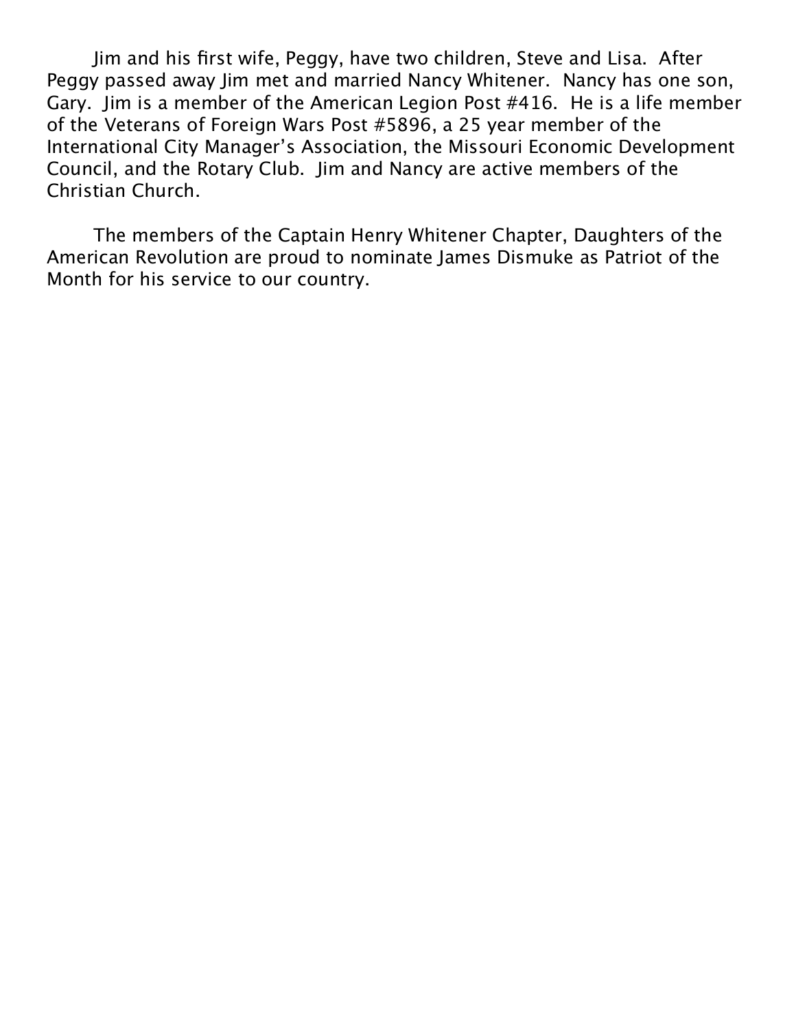Jim and his first wife, Peggy, have two children, Steve and Lisa. After Peggy passed away Jim met and married Nancy Whitener. Nancy has one son, Gary. Jim is a member of the American Legion Post #416. He is a life member of the Veterans of Foreign Wars Post #5896, a 25 year member of the International City Manager's Association, the Missouri Economic Development Council, and the Rotary Club. Jim and Nancy are active members of the Christian Church.

The members of the Captain Henry Whitener Chapter, Daughters of the American Revolution are proud to nominate James Dismuke as Patriot of the Month for his service to our country.